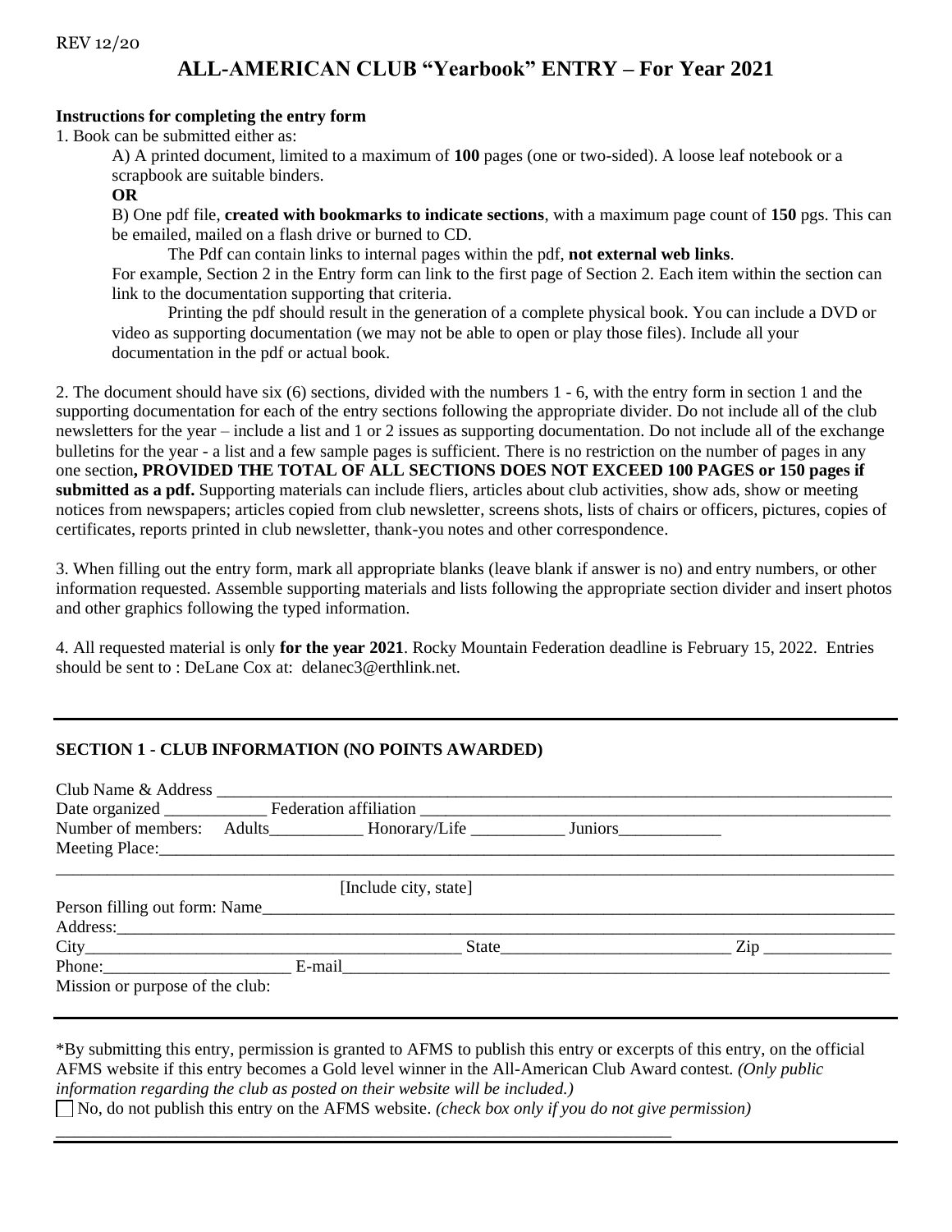REV 12/20

# ALL-AMERICAN CLUB "Yearbook" ENTRY – For Year 2021

**Instructions for completing the entry form**

1. Book can be submitted either as:

   A) A printed document, limited to a maximum of **100** pages (one or two-sided). A loose leaf notebook or a scrapbook are suitable binders.

   **OR**

   B) One pdf file, **created with bookmarks to indicate sections**, with a maximum page count of **150** pgs. This can be emailed, mailed on a flash drive or burned to CD.

   The Pdf can contain links to internal pages within the pdf, **not external web links**.

   For example, Section 2 in the Entry form can link to the first page of Section 2. Each item within the section can link to the documentation supporting that criteria.

   Printing the pdf should result in the generation of a complete physical book. You can include a DVD or video as supporting documentation (we may not be able to open or play those files). Include all your documentation in the pdf or actual book.

2. The document should have six (6) sections, divided with the numbers 1 - 6, with the entry form in section 1 and the supporting documentation for each of the entry sections following the appropriate divider. Do not include all of the club newsletters for the year – include a list and 1 or 2 issues as supporting documentation. Do not include all of the exchange bulletins for the year - a list and a few sample pages is sufficient. There is no restriction on the number of pages in any one section**, PROVIDED THE TOTAL OF ALL SECTIONS DOES NOT EXCEED 100 PAGES or 150 pages if submitted as a pdf.** Supporting materials can include fliers, articles about club activities, show ads, show or meeting notices from newspapers; articles copied from club newsletter, screens shots, lists of chairs or officers, pictures, copies of certificates, reports printed in club newsletter, thank-you notes and other correspondence.

3. When filling out the entry form, mark all appropriate blanks (leave blank if answer is no) and entry numbers, or other information requested. Assemble supporting materials and lists following the appropriate section divider and insert photos and other graphics following the typed information.

4. All requested material is only **for the year 2021**. Rocky Mountain Federation deadline is February 15, 2022. Entries should be sent to : DeLane Cox at: delanec3@erthlink.net.

---

## SECTION 1 - CLUB INFORMATION (NO POINTS AWARDED)

Club Name & Address ______________________________

Date organized ____________ Federation affiliation ______________________________

Number of members: Adults___________ Honorary/Life ___________ Juniors____________

Meeting Place:______________________________

______________________________

[Include city, state]

Person filling out form: Name______________________________

Address:______________________________

City______________________ State______________________ Zip ______________

Phone:______________________ E-mail______________________________

Mission or purpose of the club:

---

*By submitting this entry, permission is granted to AFMS to publish this entry or excerpts of this entry, on the official AFMS website if this entry becomes a Gold level winner in the All-American Club Award contest. *(Only public information regarding the club as posted on their website will be included.)*

☐ No, do not publish this entry on the AFMS website. *(check box only if you do not give permission)*

______________________________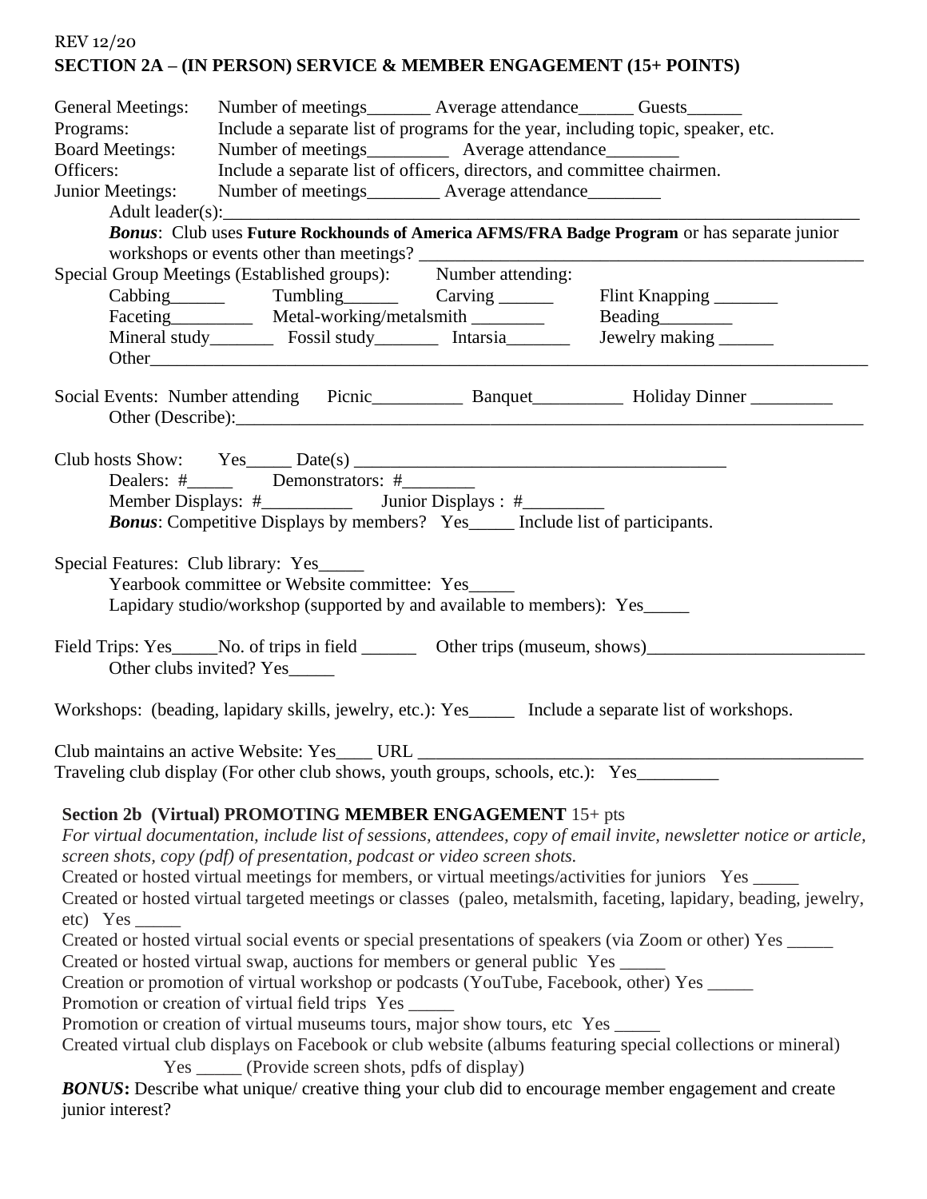REV 12/20

## SECTION 2A – (IN PERSON) SERVICE & MEMBER ENGAGEMENT (15+ POINTS)

General Meetings: Number of meetings_______ Average attendance______ Guests______

Programs: Include a separate list of programs for the year, including topic, speaker, etc.

Board Meetings: Number of meetings_________ Average attendance________

Officers: Include a separate list of officers, directors, and committee chairmen.

Junior Meetings: Number of meetings________ Average attendance________

Adult leader(s):_______________________________________________________________________

***Bonus***: Club uses **Future Rockhounds of America AFMS/FRA Badge Program** or has separate junior workshops or events other than meetings? _______________________________________________

Special Group Meetings (Established groups): Number attending:

Cabbing______ Tumbling______ Carving ______ Flint Knapping _______

Faceting_________ Metal-working/metalsmith ________ Beading________

Mineral study_______ Fossil study_______ Intarsia_______ Jewelry making ______

Other__________________________________________________________________________

Social Events: Number attending Picnic__________ Banquet__________ Holiday Dinner _________

Other (Describe):_____________________________________________________________

Club hosts Show: Yes_____ Date(s) ________________________________________

Dealers: #_____ Demonstrators: #________

Member Displays: #__________ Junior Displays : #_________

***Bonus***: Competitive Displays by members? Yes_____ Include list of participants.

Special Features: Club library: Yes_____

Yearbook committee or Website committee: Yes_____

Lapidary studio/workshop (supported by and available to members): Yes_____

Field Trips: Yes_____No. of trips in field ______ Other trips (museum, shows)________________________

Other clubs invited? Yes_____

Workshops: (beading, lapidary skills, jewelry, etc.): Yes_____ Include a separate list of workshops.

Club maintains an active Website: Yes____ URL ___________________________________________________

Traveling club display (For other club shows, youth groups, schools, etc.): Yes_________

## Section 2b (Virtual) PROMOTING MEMBER ENGAGEMENT 15+ pts

*For virtual documentation, include list of sessions, attendees, copy of email invite, newsletter notice or article, screen shots, copy (pdf) of presentation, podcast or video screen shots.*

Created or hosted virtual meetings for members, or virtual meetings/activities for juniors Yes _____

Created or hosted virtual targeted meetings or classes (paleo, metalsmith, faceting, lapidary, beading, jewelry, etc) Yes _____

Created or hosted virtual social events or special presentations of speakers (via Zoom or other) Yes _____

Created or hosted virtual swap, auctions for members or general public Yes _____

Creation or promotion of virtual workshop or podcasts (YouTube, Facebook, other) Yes _____

Promotion or creation of virtual field trips Yes _____

Promotion or creation of virtual museums tours, major show tours, etc Yes _____

Created virtual club displays on Facebook or club website (albums featuring special collections or mineral) Yes _____ (Provide screen shots, pdfs of display)

***BONUS*:** Describe what unique/ creative thing your club did to encourage member engagement and create junior interest?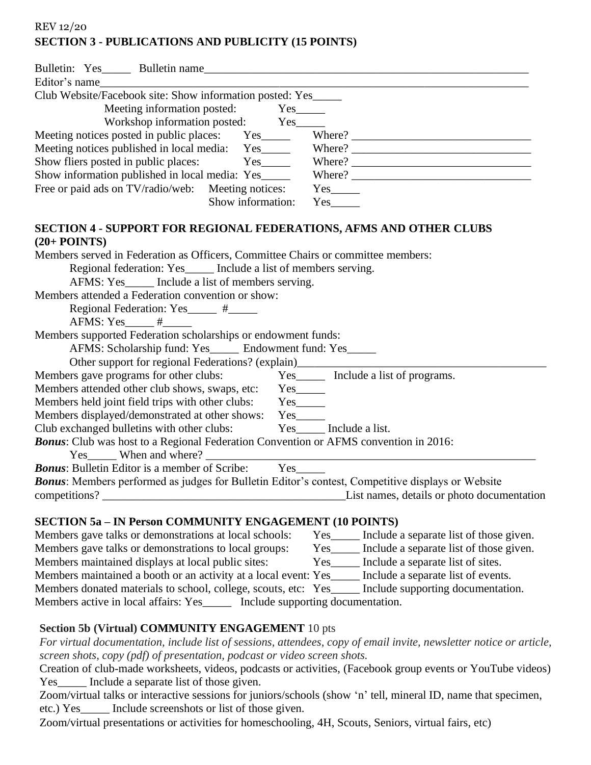REV 12/20

**SECTION 3 - PUBLICATIONS AND PUBLICITY (15 POINTS)**

Bulletin: Yes_____ Bulletin name_____________________________________________________________

Editor's name_________________________________________________________________________

Club Website/Facebook site: Show information posted: Yes_____

Meeting information posted: Yes_____

Workshop information posted: Yes_____

Meeting notices posted in public places: Yes_____ Where? _______________________________

Meeting notices published in local media: Yes_____ Where? _______________________________

Show fliers posted in public places: Yes_____ Where? _______________________________

Show information published in local media: Yes_____ Where? _______________________________

Free or paid ads on TV/radio/web: Meeting notices: Yes_____

Show information: Yes_____

**SECTION 4 - SUPPORT FOR REGIONAL FEDERATIONS, AFMS AND OTHER CLUBS (20+ POINTS)**

Members served in Federation as Officers, Committee Chairs or committee members:

Regional federation: Yes_____ Include a list of members serving.

AFMS: Yes_____ Include a list of members serving.

Members attended a Federation convention or show:

Regional Federation: Yes_____ #_____

AFMS: Yes_____ #_____

Members supported Federation scholarships or endowment funds:

AFMS: Scholarship fund: Yes_____ Endowment fund: Yes_____

Other support for regional Federations? (explain)_____________________________________________

Members gave programs for other clubs: Yes_____ Include a list of programs.

Members attended other club shows, swaps, etc: Yes_____

Members held joint field trips with other clubs: Yes_____

Members displayed/demonstrated at other shows: Yes_____

Club exchanged bulletins with other clubs: Yes_____ Include a list.

***Bonus***: Club was host to a Regional Federation Convention or AFMS convention in 2016:

Yes_____ When and where? _________________________________________________________

***Bonus***: Bulletin Editor is a member of Scribe: Yes_____

***Bonus***: Members performed as judges for Bulletin Editor's contest, Competitive displays or Website competitions? __________________________________________List names, details or photo documentation

**SECTION 5a – IN Person COMMUNITY ENGAGEMENT (10 POINTS)**

Members gave talks or demonstrations at local schools: Yes_____ Include a separate list of those given.

Members gave talks or demonstrations to local groups: Yes_____ Include a separate list of those given.

Members maintained displays at local public sites: Yes_____ Include a separate list of sites.

Members maintained a booth or an activity at a local event: Yes_____ Include a separate list of events.

Members donated materials to school, college, scouts, etc: Yes_____ Include supporting documentation.

Members active in local affairs: Yes_____ Include supporting documentation.

**Section 5b (Virtual) COMMUNITY ENGAGEMENT** 10 pts

*For virtual documentation, include list of sessions, attendees, copy of email invite, newsletter notice or article, screen shots, copy (pdf) of presentation, podcast or video screen shots.*

Creation of club-made worksheets, videos, podcasts or activities, (Facebook group events or YouTube videos) Yes_____ Include a separate list of those given.

Zoom/virtual talks or interactive sessions for juniors/schools (show 'n' tell, mineral ID, name that specimen, etc.) Yes_____ Include screenshots or list of those given.

Zoom/virtual presentations or activities for homeschooling, 4H, Scouts, Seniors, virtual fairs, etc)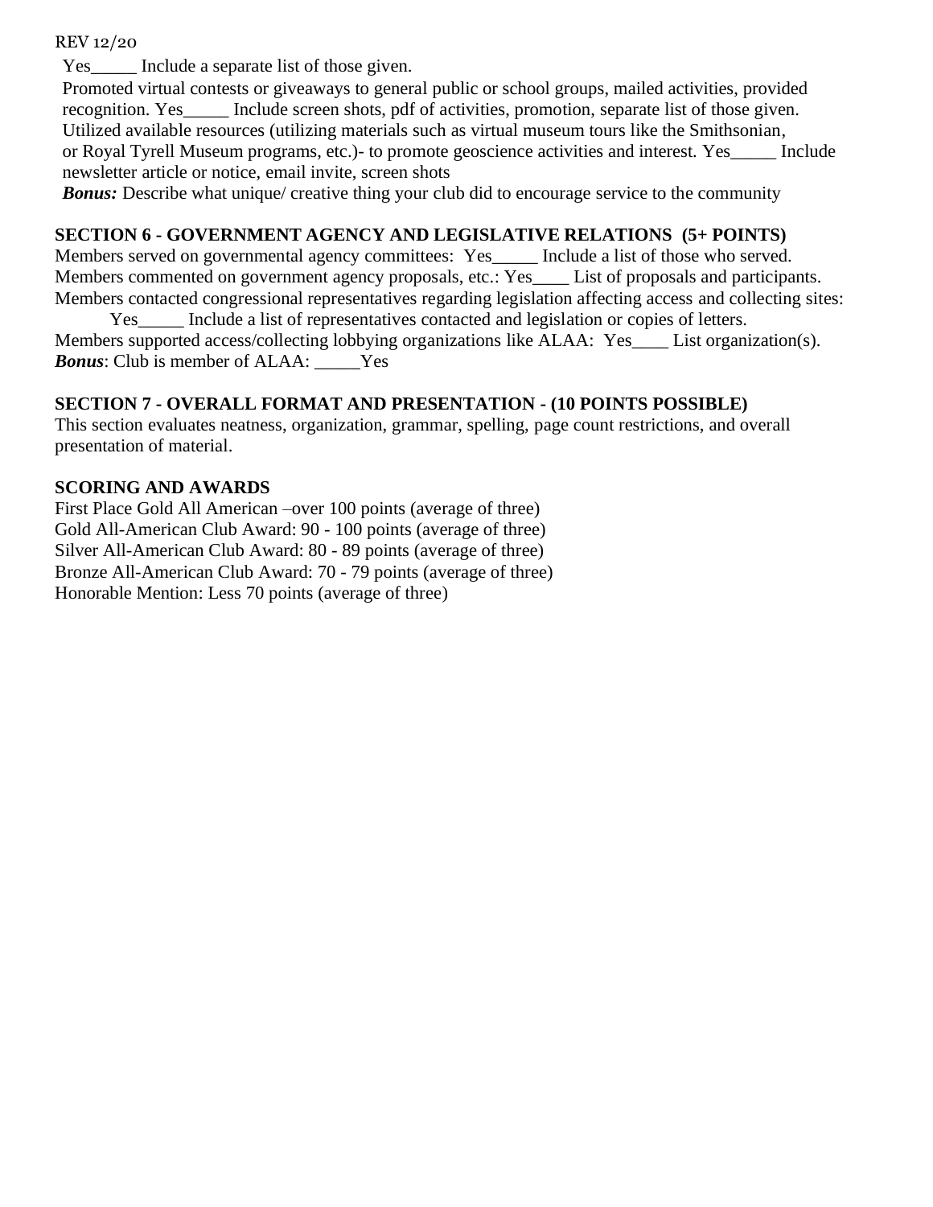REV 12/20

Yes_____ Include a separate list of those given.

Promoted virtual contests or giveaways to general public or school groups, mailed activities, provided recognition. Yes_____ Include screen shots, pdf of activities, promotion, separate list of those given.

Utilized available resources (utilizing materials such as virtual museum tours like the Smithsonian, or Royal Tyrell Museum programs, etc.)- to promote geoscience activities and interest. Yes_____ Include newsletter article or notice, email invite, screen shots

***Bonus:*** Describe what unique/ creative thing your club did to encourage service to the community

**SECTION 6 - GOVERNMENT AGENCY AND LEGISLATIVE RELATIONS (5+ POINTS)**

Members served on governmental agency committees: Yes_____ Include a list of those who served.

Members commented on government agency proposals, etc.: Yes____ List of proposals and participants.

Members contacted congressional representatives regarding legislation affecting access and collecting sites: Yes_____ Include a list of representatives contacted and legislation or copies of letters.

Members supported access/collecting lobbying organizations like ALAA: Yes____ List organization(s).

***Bonus***: Club is member of ALAA: _____Yes

**SECTION 7 - OVERALL FORMAT AND PRESENTATION - (10 POINTS POSSIBLE)**

This section evaluates neatness, organization, grammar, spelling, page count restrictions, and overall presentation of material.

**SCORING AND AWARDS**

First Place Gold All American –over 100 points (average of three)
Gold All-American Club Award: 90 - 100 points (average of three)
Silver All-American Club Award: 80 - 89 points (average of three)
Bronze All-American Club Award: 70 - 79 points (average of three)
Honorable Mention: Less 70 points (average of three)